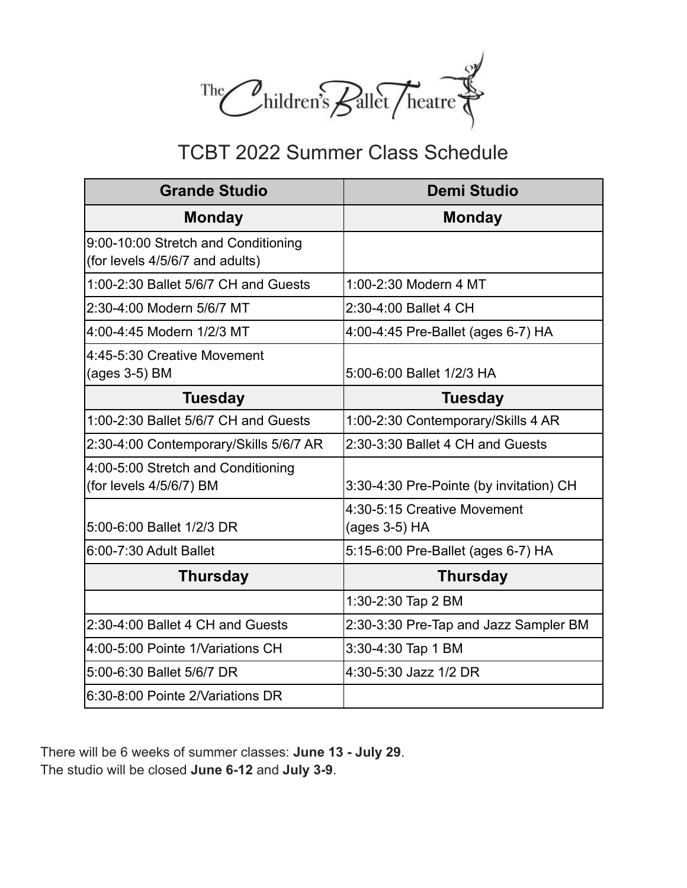The Children's Ballet Theatre

# TCBT 2022 Summer Class Schedule

| Grande Studio | Demi Studio |
|---|---|
| **Monday** | **Monday** |
| 9:00-10:00 Stretch and Conditioning (for levels 4/5/6/7 and adults) | |
| 1:00-2:30 Ballet 5/6/7 CH and Guests | 1:00-2:30 Modern 4 MT |
| 2:30-4:00 Modern 5/6/7 MT | 2:30-4:00 Ballet 4 CH |
| 4:00-4:45 Modern 1/2/3 MT | 4:00-4:45 Pre-Ballet (ages 6-7) HA |
| 4:45-5:30 Creative Movement (ages 3-5) BM | 5:00-6:00 Ballet 1/2/3 HA |
| **Tuesday** | **Tuesday** |
| 1:00-2:30 Ballet 5/6/7 CH and Guests | 1:00-2:30 Contemporary/Skills 4 AR |
| 2:30-4:00 Contemporary/Skills 5/6/7 AR | 2:30-3:30 Ballet 4 CH and Guests |
| 4:00-5:00 Stretch and Conditioning (for levels 4/5/6/7) BM | 3:30-4:30 Pre-Pointe (by invitation) CH |
| 5:00-6:00 Ballet 1/2/3 DR | 4:30-5:15 Creative Movement (ages 3-5) HA |
| 6:00-7:30 Adult Ballet | 5:15-6:00 Pre-Ballet (ages 6-7) HA |
| **Thursday** | **Thursday** |
| | 1:30-2:30 Tap 2 BM |
| 2:30-4:00 Ballet 4 CH and Guests | 2:30-3:30 Pre-Tap and Jazz Sampler BM |
| 4:00-5:00 Pointe 1/Variations CH | 3:30-4:30 Tap 1 BM |
| 5:00-6:30 Ballet 5/6/7 DR | 4:30-5:30 Jazz 1/2 DR |
| 6:30-8:00 Pointe 2/Variations DR | |

There will be 6 weeks of summer classes: **June 13 - July 29**.
The studio will be closed **June 6-12** and **July 3-9**.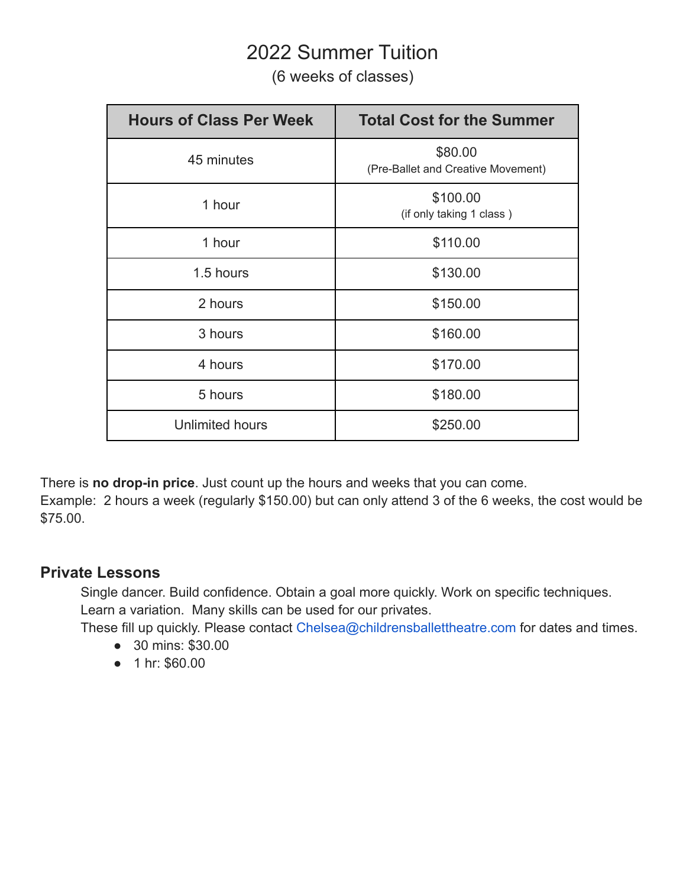# 2022 Summer Tuition

(6 weeks of classes)

| Hours of Class Per Week | Total Cost for the Summer |
|---|---|
| 45 minutes | $80.00 (Pre-Ballet and Creative Movement) |
| 1 hour | $100.00 (if only taking 1 class ) |
| 1 hour | $110.00 |
| 1.5 hours | $130.00 |
| 2 hours | $150.00 |
| 3 hours | $160.00 |
| 4 hours | $170.00 |
| 5 hours | $180.00 |
| Unlimited hours | $250.00 |

There is **no drop-in price**. Just count up the hours and weeks that you can come.
Example: 2 hours a week (regularly $150.00) but can only attend 3 of the 6 weeks, the cost would be $75.00.

### Private Lessons

Single dancer. Build confidence. Obtain a goal more quickly. Work on specific techniques. Learn a variation. Many skills can be used for our privates.
These fill up quickly. Please contact Chelsea@childrensballettheatre.com for dates and times.

- 30 mins: $30.00
- 1 hr: $60.00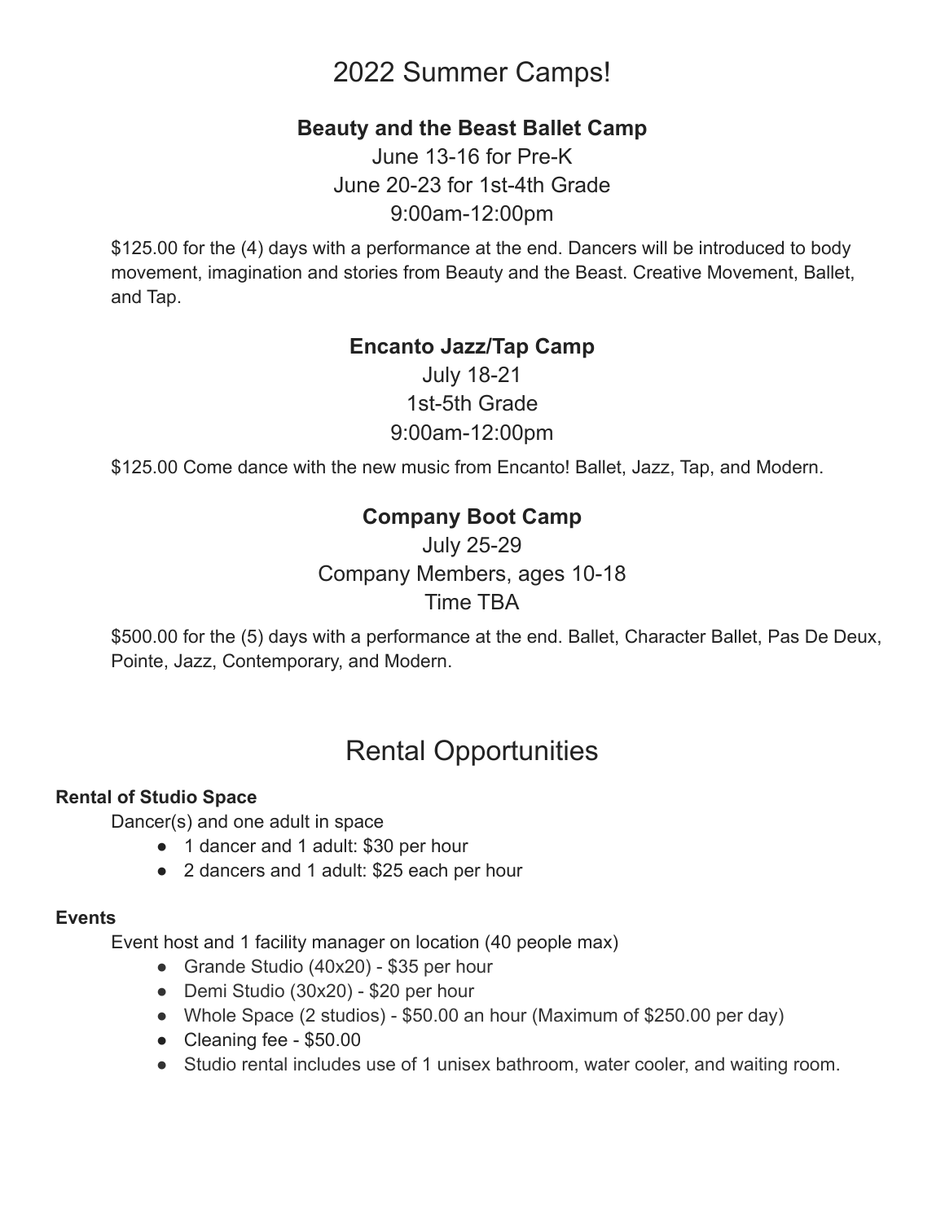# 2022 Summer Camps!

### Beauty and the Beast Ballet Camp

June 13-16 for Pre-K
June 20-23 for 1st-4th Grade
9:00am-12:00pm

$125.00 for the (4) days with a performance at the end. Dancers will be introduced to body movement, imagination and stories from Beauty and the Beast. Creative Movement, Ballet, and Tap.

### Encanto Jazz/Tap Camp

July 18-21
1st-5th Grade
9:00am-12:00pm

$125.00 Come dance with the new music from Encanto! Ballet, Jazz, Tap, and Modern.

### Company Boot Camp

July 25-29
Company Members, ages 10-18
Time TBA

$500.00 for the (5) days with a performance at the end. Ballet, Character Ballet, Pas De Deux, Pointe, Jazz, Contemporary, and Modern.

# Rental Opportunities

**Rental of Studio Space**

Dancer(s) and one adult in space

- 1 dancer and 1 adult: $30 per hour
- 2 dancers and 1 adult: $25 each per hour

**Events**

Event host and 1 facility manager on location (40 people max)

- Grande Studio (40x20) - $35 per hour
- Demi Studio (30x20) - $20 per hour
- Whole Space (2 studios) - $50.00 an hour (Maximum of $250.00 per day)
- Cleaning fee - $50.00
- Studio rental includes use of 1 unisex bathroom, water cooler, and waiting room.